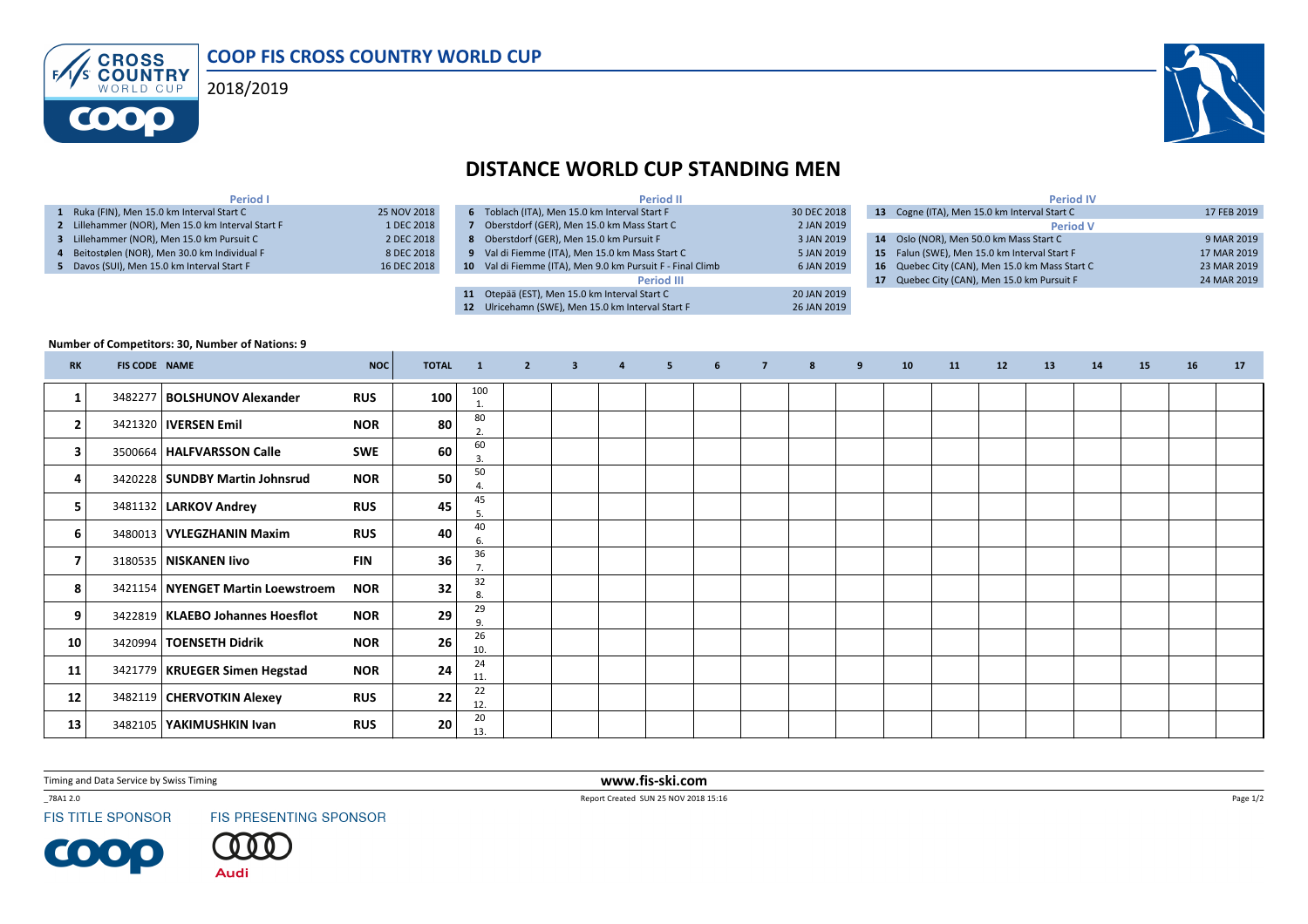# COOP FIS CROSS COUNTRY WORLD CUP

2018/2019

## DISTANCE WORLD CUP STANDING MEN

| Period I | | |
|---|---|---|
| 1 | Ruka (FIN), Men 15.0 km Interval Start C | 25 NOV 2018 |
| 2 | Lillehammer (NOR), Men 15.0 km Interval Start F | 1 DEC 2018 |
| 3 | Lillehammer (NOR), Men 15.0 km Pursuit C | 2 DEC 2018 |
| 4 | Beitostølen (NOR), Men 30.0 km Individual F | 8 DEC 2018 |
| 5 | Davos (SUI), Men 15.0 km Interval Start F | 16 DEC 2018 |

| Period II | | |
|---|---|---|
| 6 | Toblach (ITA), Men 15.0 km Interval Start F | 30 DEC 2018 |
| 7 | Oberstdorf (GER), Men 15.0 km Mass Start C | 2 JAN 2019 |
| 8 | Oberstdorf (GER), Men 15.0 km Pursuit F | 3 JAN 2019 |
| 9 | Val di Fiemme (ITA), Men 15.0 km Mass Start C | 5 JAN 2019 |
| 10 | Val di Fiemme (ITA), Men 9.0 km Pursuit F - Final Climb | 6 JAN 2019 |
| **Period III** | | |
| 11 | Otepää (EST), Men 15.0 km Interval Start C | 20 JAN 2019 |
| 12 | Ulricehamn (SWE), Men 15.0 km Interval Start F | 26 JAN 2019 |

| Period IV | | |
|---|---|---|
| 13 | Cogne (ITA), Men 15.0 km Interval Start C | 17 FEB 2019 |
| **Period V** | | |
| 14 | Oslo (NOR), Men 50.0 km Mass Start C | 9 MAR 2019 |
| 15 | Falun (SWE), Men 15.0 km Interval Start F | 17 MAR 2019 |
| 16 | Quebec City (CAN), Men 15.0 km Mass Start C | 23 MAR 2019 |
| 17 | Quebec City (CAN), Men 15.0 km Pursuit F | 24 MAR 2019 |

**Number of Competitors: 30, Number of Nations: 9**

| RK | FIS CODE | NAME | NOC | TOTAL | 1 | 2 | 3 | 4 | 5 | 6 | 7 | 8 | 9 | 10 | 11 | 12 | 13 | 14 | 15 | 16 | 17 |
|---|---|---|---|---|---|---|---|---|---|---|---|---|---|---|---|---|---|---|---|---|---|
| 1 | 3482277 | **BOLSHUNOV Alexander** | RUS | 100 | 100 1. | | | | | | | | | | | | | | | | |
| 2 | 3421320 | **IVERSEN Emil** | NOR | 80 | 80 2. | | | | | | | | | | | | | | | | |
| 3 | 3500664 | **HALFVARSSON Calle** | SWE | 60 | 60 3. | | | | | | | | | | | | | | | | |
| 4 | 3420228 | **SUNDBY Martin Johnsrud** | NOR | 50 | 50 4. | | | | | | | | | | | | | | | | |
| 5 | 3481132 | **LARKOV Andrey** | RUS | 45 | 45 5. | | | | | | | | | | | | | | | | |
| 6 | 3480013 | **VYLEGZHANIN Maxim** | RUS | 40 | 40 6. | | | | | | | | | | | | | | | | |
| 7 | 3180535 | **NISKANEN Iivo** | FIN | 36 | 36 7. | | | | | | | | | | | | | | | | |
| 8 | 3421154 | **NYENGET Martin Loewstroem** | NOR | 32 | 32 8. | | | | | | | | | | | | | | | | |
| 9 | 3422819 | **KLAEBO Johannes Hoesflot** | NOR | 29 | 29 9. | | | | | | | | | | | | | | | | |
| 10 | 3420994 | **TOENSETH Didrik** | NOR | 26 | 26 10. | | | | | | | | | | | | | | | | |
| 11 | 3421779 | **KRUEGER Simen Hegstad** | NOR | 24 | 24 11. | | | | | | | | | | | | | | | | |
| 12 | 3482119 | **CHERVOTKIN Alexey** | RUS | 22 | 22 12. | | | | | | | | | | | | | | | | |
| 13 | 3482105 | **YAKIMUSHKIN Ivan** | RUS | 20 | 20 13. | | | | | | | | | | | | | | | | |

Timing and Data Service by Swiss Timing

www.fis-ski.com

_78A1 2.0

Report Created SUN 25 NOV 2018 15:16

FIS TITLE SPONSOR　　FIS PRESENTING SPONSOR

Audi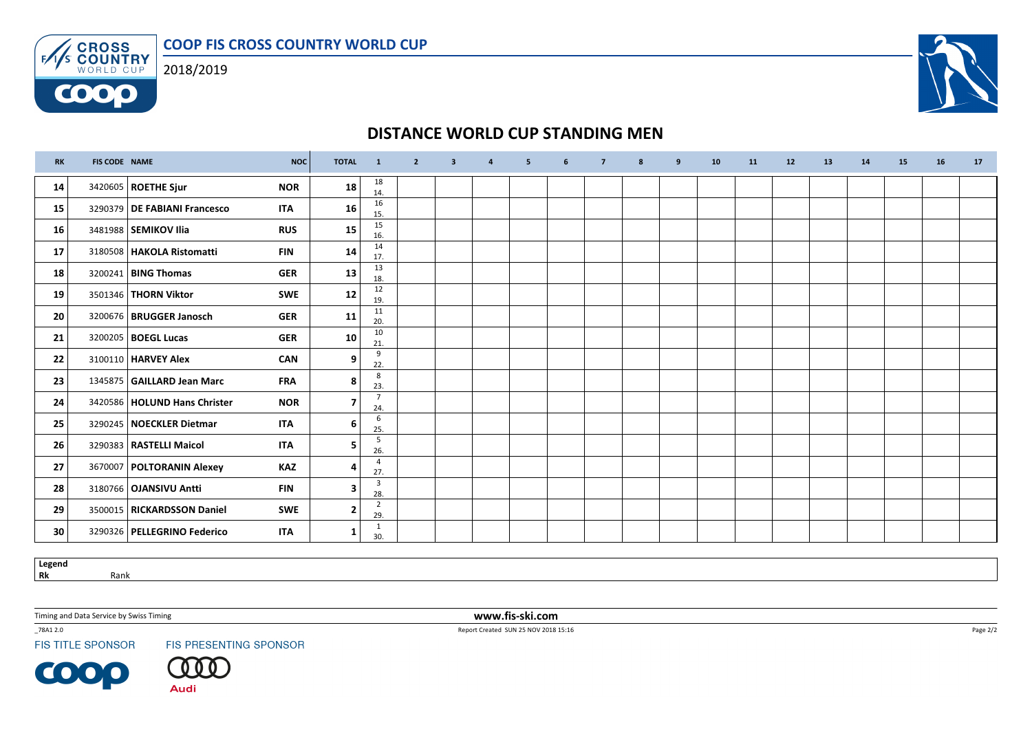# DISTANCE WORLD CUP STANDING MEN

| RK | FIS CODE | NAME | NOC | TOTAL | 1 | 2 | 3 | 4 | 5 | 6 | 7 | 8 | 9 | 10 | 11 | 12 | 13 | 14 | 15 | 16 | 17 |
|---|---|---|---|---|---|---|---|---|---|---|---|---|---|---|---|---|---|---|---|---|---|
| 14 | 3420605 | ROETHE Sjur | NOR | 18 | 18 14. | | | | | | | | | | | | | | | | |
| 15 | 3290379 | DE FABIANI Francesco | ITA | 16 | 16 15. | | | | | | | | | | | | | | | | |
| 16 | 3481988 | SEMIKOV Ilia | RUS | 15 | 15 16. | | | | | | | | | | | | | | | | |
| 17 | 3180508 | HAKOLA Ristomatti | FIN | 14 | 14 17. | | | | | | | | | | | | | | | | |
| 18 | 3200241 | BING Thomas | GER | 13 | 13 18. | | | | | | | | | | | | | | | | |
| 19 | 3501346 | THORN Viktor | SWE | 12 | 12 19. | | | | | | | | | | | | | | | | |
| 20 | 3200676 | BRUGGER Janosch | GER | 11 | 11 20. | | | | | | | | | | | | | | | | |
| 21 | 3200205 | BOEGL Lucas | GER | 10 | 10 21. | | | | | | | | | | | | | | | | |
| 22 | 3100110 | HARVEY Alex | CAN | 9 | 9 22. | | | | | | | | | | | | | | | | |
| 23 | 1345875 | GAILLARD Jean Marc | FRA | 8 | 8 23. | | | | | | | | | | | | | | | | |
| 24 | 3420586 | HOLUND Hans Christer | NOR | 7 | 7 24. | | | | | | | | | | | | | | | | |
| 25 | 3290245 | NOECKLER Dietmar | ITA | 6 | 6 25. | | | | | | | | | | | | | | | | |
| 26 | 3290383 | RASTELLI Maicol | ITA | 5 | 5 26. | | | | | | | | | | | | | | | | |
| 27 | 3670007 | POLTORANIN Alexey | KAZ | 4 | 4 27. | | | | | | | | | | | | | | | | |
| 28 | 3180766 | OJANSIVU Antti | FIN | 3 | 3 28. | | | | | | | | | | | | | | | | |
| 29 | 3500015 | RICKARDSSON Daniel | SWE | 2 | 2 29. | | | | | | | | | | | | | | | | |
| 30 | 3290326 | PELLEGRINO Federico | ITA | 1 | 1 30. | | | | | | | | | | | | | | | | |

**Legend**

**Rk** Rank

Timing and Data Service by Swiss Timing

**www.fis-ski.com**

_78A1 2.0

Report Created SUN 25 NOV 2018 15:16

FIS TITLE SPONSOR FIS PRESENTING SPONSOR